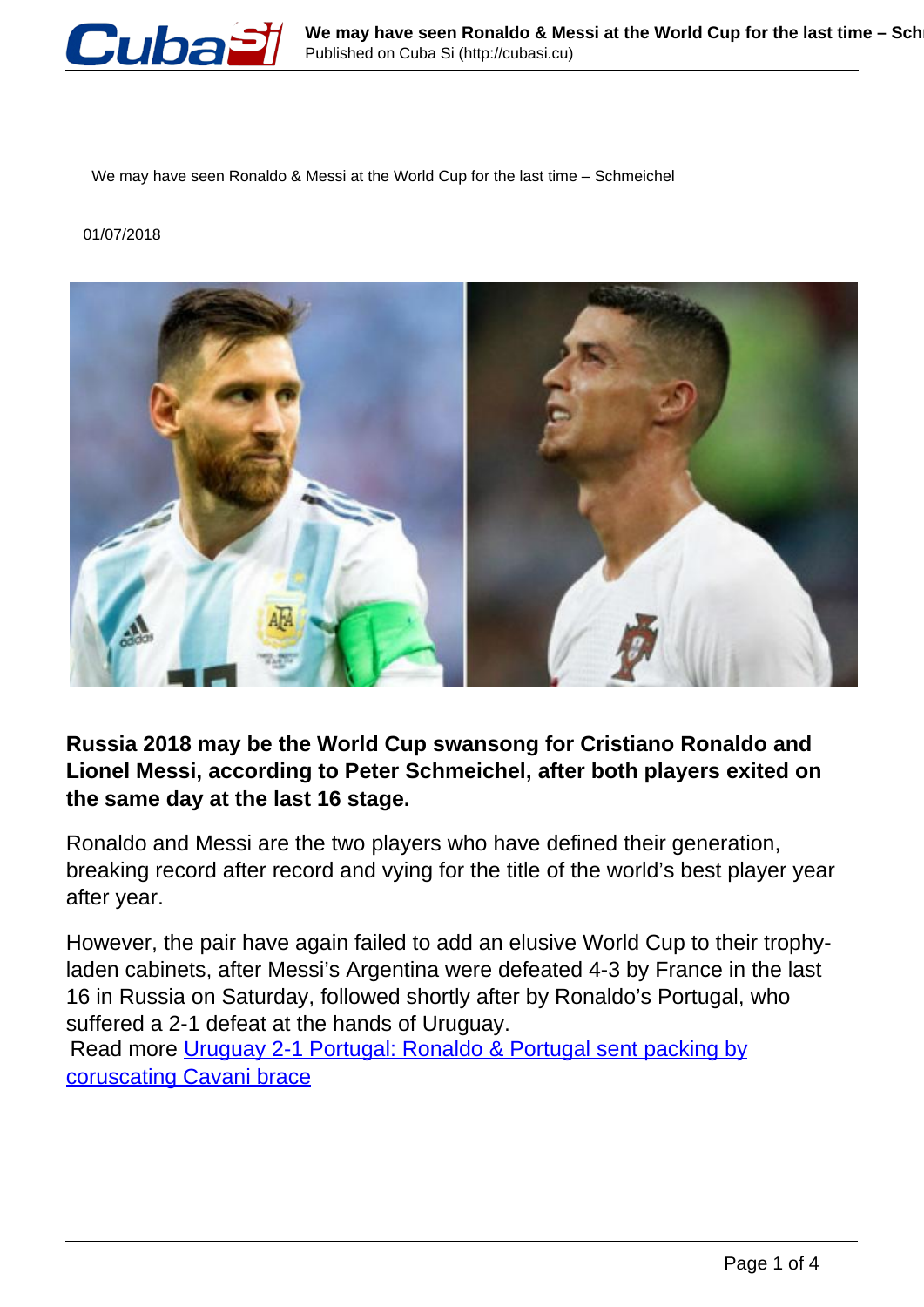We may have seen Ronaldo & Messi at the World Cup for the last time – Schmeichel

01/07/2018

**Russia 2018 may be the World Cup swansong for Cristiano Ronaldo and Lionel Messi, according to Peter Schmeichel, after both players exited on the same day at the last 16 stage.**

Ronaldo and Messi are the two players who have defined their generation, breaking record after record and vying for the title of the world's best player year after year.

However, the pair have again failed to add an elusive World Cup to their trophy-laden cabinets, after Messi's Argentina were defeated 4-3 by France in the last 16 in Russia on Saturday, followed shortly after by Ronaldo's Portugal, who suffered a 2-1 defeat at the hands of Uruguay.
Read more Uruguay 2-1 Portugal: Ronaldo & Portugal sent packing by coruscating Cavani brace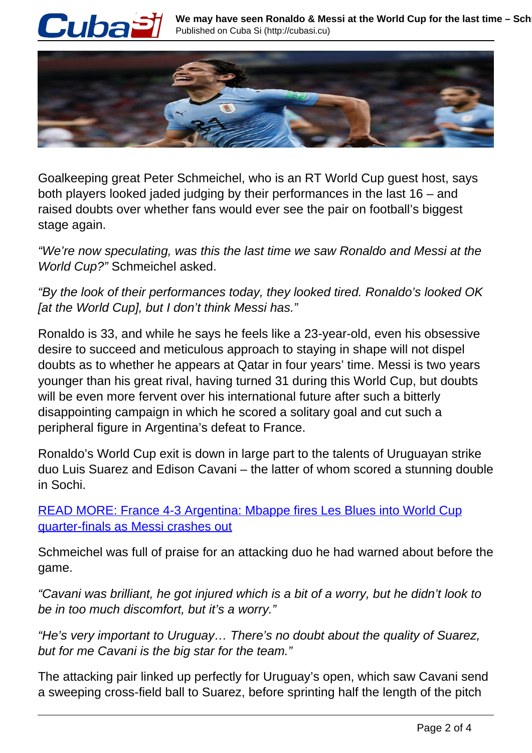Goalkeeping great Peter Schmeichel, who is an RT World Cup guest host, says both players looked jaded judging by their performances in the last 16 – and raised doubts over whether fans would ever see the pair on football's biggest stage again.

*"We're now speculating, was this the last time we saw Ronaldo and Messi at the World Cup?"* Schmeichel asked.

*"By the look of their performances today, they looked tired. Ronaldo's looked OK [at the World Cup], but I don't think Messi has."*

Ronaldo is 33, and while he says he feels like a 23-year-old, even his obsessive desire to succeed and meticulous approach to staying in shape will not dispel doubts as to whether he appears at Qatar in four years' time. Messi is two years younger than his great rival, having turned 31 during this World Cup, but doubts will be even more fervent over his international future after such a bitterly disappointing campaign in which he scored a solitary goal and cut such a peripheral figure in Argentina's defeat to France.

Ronaldo's World Cup exit is down in large part to the talents of Uruguayan strike duo Luis Suarez and Edison Cavani – the latter of whom scored a stunning double in Sochi.

READ MORE: France 4-3 Argentina: Mbappe fires Les Blues into World Cup quarter-finals as Messi crashes out

Schmeichel was full of praise for an attacking duo he had warned about before the game.

*"Cavani was brilliant, he got injured which is a bit of a worry, but he didn't look to be in too much discomfort, but it's a worry."*

*"He's very important to Uruguay… There's no doubt about the quality of Suarez, but for me Cavani is the big star for the team."*

The attacking pair linked up perfectly for Uruguay's open, which saw Cavani send a sweeping cross-field ball to Suarez, before sprinting half the length of the pitch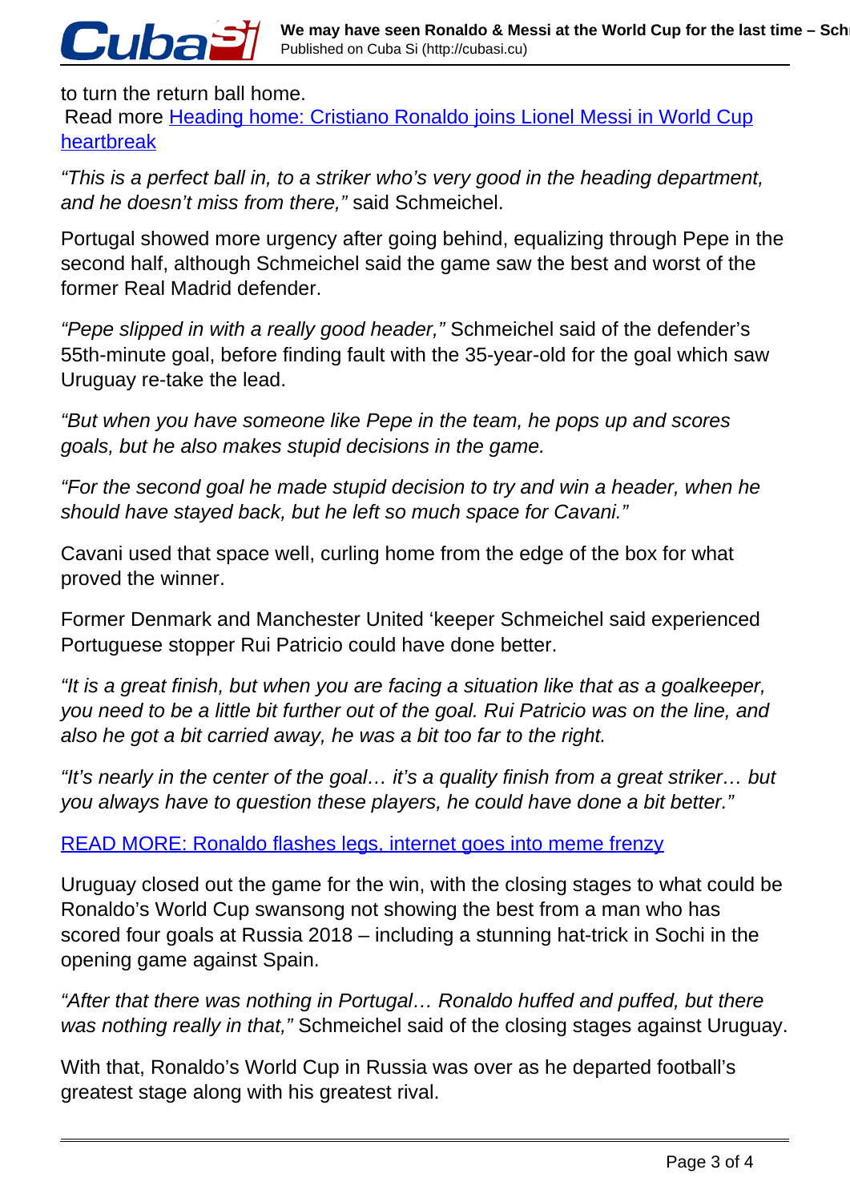to turn the return ball home.
 Read more [Heading home: Cristiano Ronaldo joins Lionel Messi in World Cup heartbreak]

*"This is a perfect ball in, to a striker who's very good in the heading department, and he doesn't miss from there,"* said Schmeichel.

Portugal showed more urgency after going behind, equalizing through Pepe in the second half, although Schmeichel said the game saw the best and worst of the former Real Madrid defender.

*"Pepe slipped in with a really good header,"* Schmeichel said of the defender's 55th-minute goal, before finding fault with the 35-year-old for the goal which saw Uruguay re-take the lead.

*"But when you have someone like Pepe in the team, he pops up and scores goals, but he also makes stupid decisions in the game.*

*"For the second goal he made stupid decision to try and win a header, when he should have stayed back, but he left so much space for Cavani."*

Cavani used that space well, curling home from the edge of the box for what proved the winner.

Former Denmark and Manchester United 'keeper Schmeichel said experienced Portuguese stopper Rui Patricio could have done better.

*"It is a great finish, but when you are facing a situation like that as a goalkeeper, you need to be a little bit further out of the goal. Rui Patricio was on the line, and also he got a bit carried away, he was a bit too far to the right.*

*"It's nearly in the center of the goal… it's a quality finish from a great striker… but you always have to question these players, he could have done a bit better."*

[READ MORE: Ronaldo flashes legs, internet goes into meme frenzy]

Uruguay closed out the game for the win, with the closing stages to what could be Ronaldo's World Cup swansong not showing the best from a man who has scored four goals at Russia 2018 – including a stunning hat-trick in Sochi in the opening game against Spain.

*"After that there was nothing in Portugal… Ronaldo huffed and puffed, but there was nothing really in that,"* Schmeichel said of the closing stages against Uruguay.

With that, Ronaldo's World Cup in Russia was over as he departed football's greatest stage along with his greatest rival.